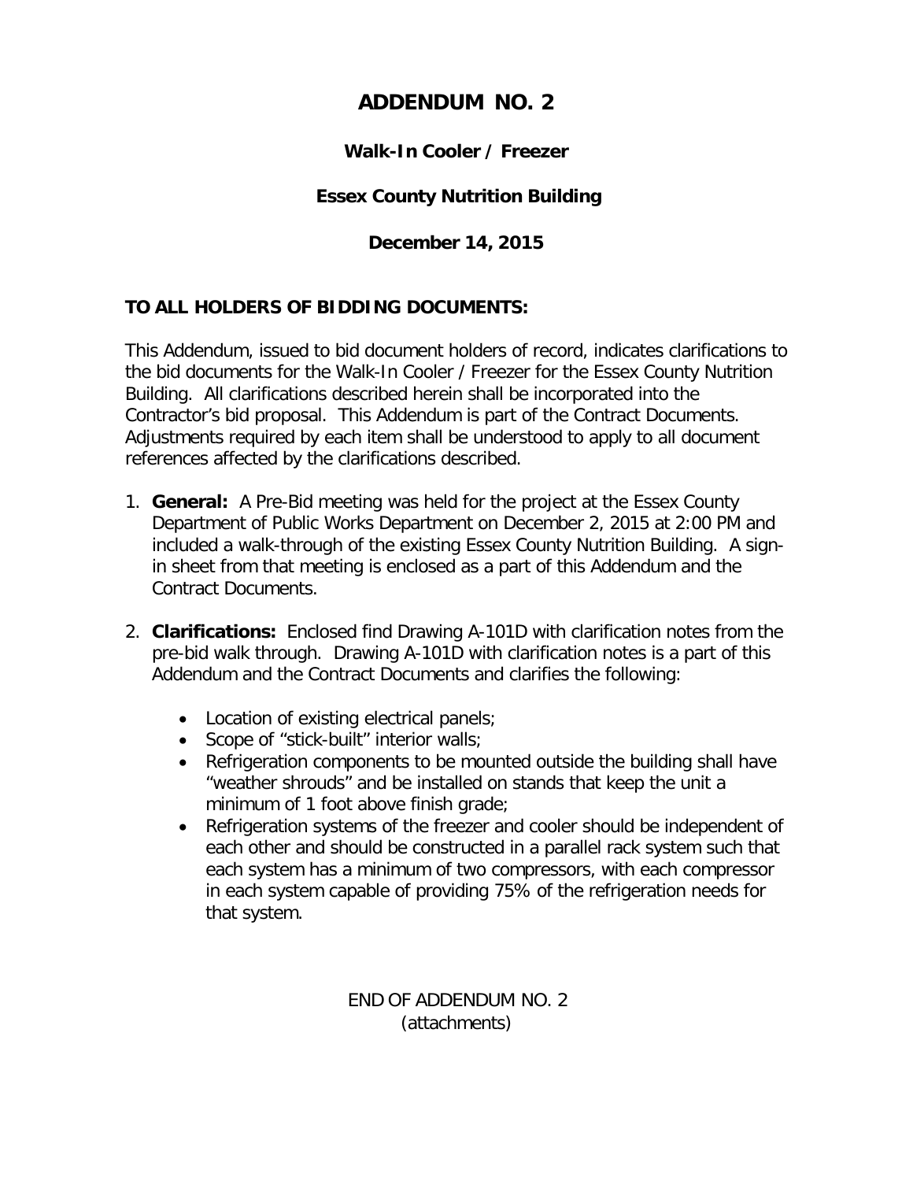# ADDENDUM NO. 2

### Walk-In Cooler / Freezer

### Essex County Nutrition Building

### December 14, 2015

**TO ALL HOLDERS OF BIDDING DOCUMENTS:**

This Addendum, issued to bid document holders of record, indicates clarifications to the bid documents for the Walk-In Cooler / Freezer for the Essex County Nutrition Building. All clarifications described herein shall be incorporated into the Contractor's bid proposal. This Addendum is part of the Contract Documents. Adjustments required by each item shall be understood to apply to all document references affected by the clarifications described.

1. **General:** A Pre-Bid meeting was held for the project at the Essex County Department of Public Works Department on December 2, 2015 at 2:00 PM and included a walk-through of the existing Essex County Nutrition Building. A sign-in sheet from that meeting is enclosed as a part of this Addendum and the Contract Documents.

2. **Clarifications:** Enclosed find Drawing A-101D with clarification notes from the pre-bid walk through. Drawing A-101D with clarification notes is a part of this Addendum and the Contract Documents and clarifies the following:

    - Location of existing electrical panels;
    - Scope of "stick-built" interior walls;
    - Refrigeration components to be mounted outside the building shall have "weather shrouds" and be installed on stands that keep the unit a minimum of 1 foot above finish grade;
    - Refrigeration systems of the freezer and cooler should be independent of each other and should be constructed in a parallel rack system such that each system has a minimum of two compressors, with each compressor in each system capable of providing 75% of the refrigeration needs for that system.

END OF ADDENDUM NO. 2
(attachments)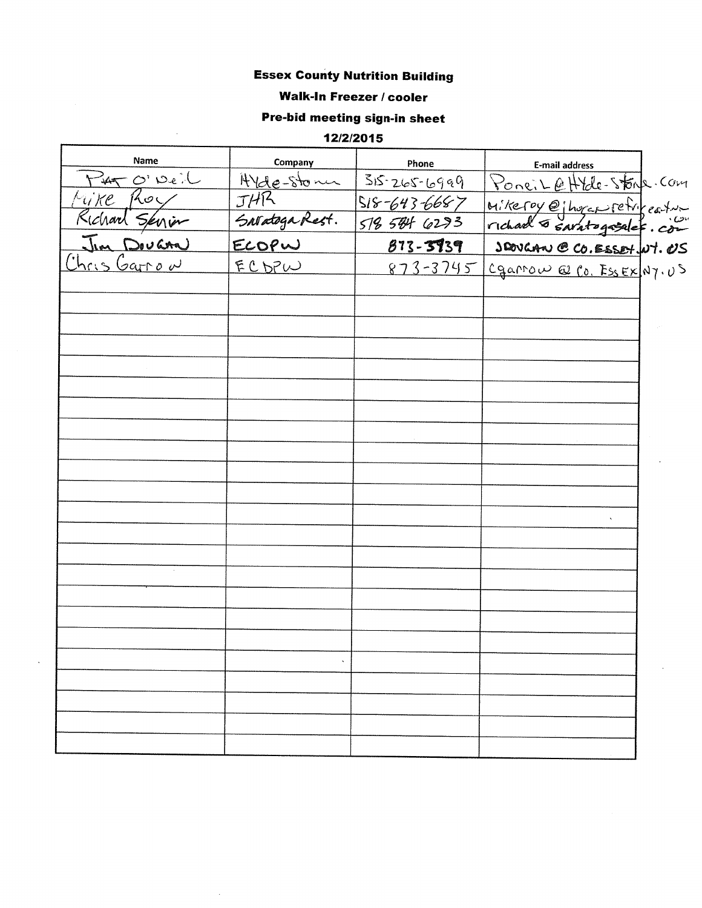**Essex County Nutrition Building**

**Walk-In Freezer / cooler**

**Pre-bid meeting sign-in sheet**

**12/2/2015**

| Name | Company | Phone | E-mail address |
|---|---|---|---|
| Pat O'Neil | Hyde-Stone | 315-265-6999 | PoneiL@Hyde-Stone.com |
| Mike Roy | JHR | 518-643-6687 | mikeroy@jhoganrefrigeration.com |
| Richard Senior | Saratoga Rest. | 518 584 6293 | richard@saratogasales.com |
| Jim Dougan | ECDPW | 873-3939 | JDOUGAN@CO.ESSEX.NY.US |
| Chris Garrow | ECDPW | 873-3745 | cgarrow@co.ESSEX.NY.US |
| | | | |
| | | | |
| | | | |
| | | | |
| | | | |
| | | | |
| | | | |
| | | | |
| | | | |
| | | | |
| | | | |
| | | | |
| | | | |
| | | | |
| | | | |
| | | | |
| | | | |
| | | | |
| | | | |
| | | | |
| | | | |
| | | | |
| | | | |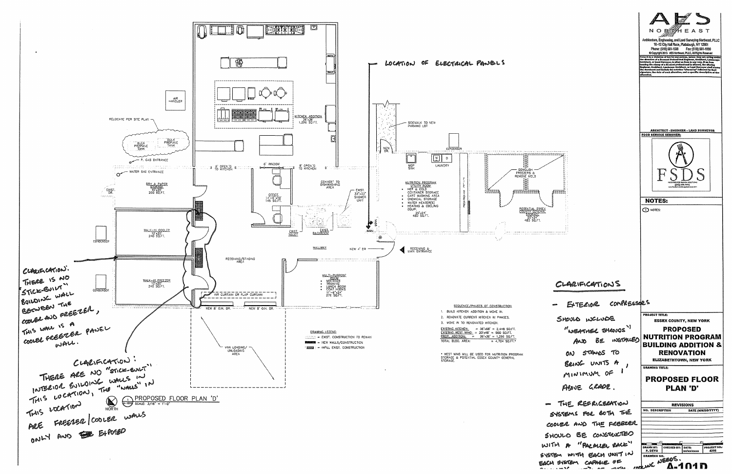AES NORTHEAST

Architecture, Engineering, and Land Surveying Northeast, PLLC
10-12 City Hall Place, Plattsburgh, NY 12901
Phone: (518) 561-1598 Fax: (518) 561-1990
© Copyright 2015 AES Northeast, PLLC, All Rights Reserved

Note: It is a violation of law for any person, unless they are acting under the direction of a licensed Professional Engineer, Architect, Landscape Architect, or Land Surveyor, to alter an item in any way. If an item bearing the stamp of a licensed professional is altered, the altering Engineer, Architect, Landscape Architect, or Land Surveyor shall stamp the document and include the notation "altered by" followed by their signature, the date of such alteration, and a specific description of the alteration.

ARCHITECT - ENGINEER - LAND SURVEYOR

FOOD SERVICE DESIGNER:

FSDS

## NOTES:

1 NOTES:

PROJECT TITLE:

ESSEX COUNTY, NEW YORK

# PROPOSED NUTRITION PROGRAM BUILDING ADDITION & RENOVATION

ELIZABETHTOWN, NEW YORK

DRAWING TITLE:

## PROPOSED FLOOR PLAN 'D'

REVISIONS

| NO. | DESCRIPTION | DATE (MM/DD/YYYY) |
|---|---|---|

| DRAWN BY: | CHECKED BY: | DATE: | PROJECT NO.: |
|---|---|---|---|
| P. DEYO | | XX/XX/XXXX | 4395 |

DRAWING NO. A-101D

---

LOCATION OF ELECTRICAL PANELS

AIR HANDLER

RELOCATE PER SITE PLAN

BULK PROPANE TANK

BULK PROPANE TANK

P. GAS ENTRANCE

WATER SVC ENTRANCE

EXIST. DR.

DRY & PAPER STORAGE 10'x20' 200 SQ.FT.

CONDENSOR

WALK-IN COOLER 12'x20' 240 SQ.FT.

CONDENSOR

WALK-IN FREEZER 12'x20' 240 SQ.FT.

KITCHEN ADDITION 36'x36' 1,296 SQ.FT.

8' OPEN'G TO KITCHEN

6' WINDOW

8' OPEN'G TO KITCHEN

OFFICE 14'-6"x10' 145 SQ.FT.

CONVERT TO DISHWASHING AREA

EXIST. 33"x33" SHOWER UNIT

EXIST. TOILET

EXIST. BATHROOM

HALLWAY

NEW 4' DR

RECEIVING/STAGING AREA

AIR CURTAIN OR FLAP CURTAIN

NEW 8' O.H. DR.

NEW 8' O.H. DR.

MULTI-PURPOSE ROOM
- MEETINGS
- TRAINING
- LUNCH ROOM
- COAT HOOKS

11'-6"x24' 276 SQ.FT.

VAN LOADING/ UNLOADING AREA

SIDEWALK TO NEW PARKING LOT

NEW DR.

MOP SINK

LAUNDRY

CONDENSOR

NUTRITION PROGRAM UTILITY ROOM
- HOT & COLD CONTAINER STORAGE
- CART WASHING AREA
- CHEMICAL STORAGE
- WATER HEATER(S)
- HEATING & COOLING EQUIP.

20'x24' 480 SQ.FT.

DEMOLISH FREEZERS & REMOVE MOLD

POTENTIAL ESSEX COUNTY GENERAL STORAGE 20'x24' 480 SQ.FT.

RECEIVING & MAIN ENTRANCE

SEQUENCE/PHASES OF CONSTRUCTION
1. BUILD KITCHEN ADDITION & MOVE IN.
2. RENOVATE CURRENT KITCHEN IN PHASES.
3. MOVE IN TO RENOVATED KITCHEN.

| | | | |
|---|---|---|---|
| EXISTING KITCHEN: | = | 36'x68' = | 2,448 SQ.FT. |
| EXISTING WEST WING: | = | 20'x48' = | 960 SQ.FT. |
| PROP. ADDITION: | = | 36'x36' = | 1,296 SQ.FT. |
| TOTAL BLDG. AREA: | | = | 4,704 SQ.FT.* |

* WEST WING WILL BE USED FOR NUTRITION PROGRAM STORAGE & POTENTIAL ESSEX COUNTY GENERAL STORAGE.

DRAWING LEGEND
- = EXIST. CONSTRUCTION TO REMAIN
- = NEW WALLS/CONSTRUCTION
- = INFILL EXIST. CONSTRUCTION

PROPOSED FLOOR PLAN 'D' SCALE: 3/16" = 1'-0"

NORTH

CLARIFICATION: THERE IS NO "STICK-BUILT" BUILDING WALL BETWEEN THE COOLER AND FREEZER, THIS WALL IS A COOLER FREEZER PANEL WALL.

CLARIFICATION: THERE ARE NO "STICK-BUILT" INTERIOR BUILDING WALLS IN THIS LOCATION, THE "WALLS" IN THIS LOCATION ARE FREEZER/COOLER WALLS ONLY AND ~~BE~~ EXPOSED

CLARIFICATIONS
- EXTERIOR COMPRESSORS SHOULD INCLUDE "WEATHER SHROUDS" AND BE INSTALLED ON STANDS TO BRING UNITS A MINIMUM OF 1' ABOVE GRADE.
- THE REFRIGERATION SYSTEMS FOR BOTH THE COOLER AND THE FREEZER SHOULD BE CONSTRUCTED WITH A "PARALLEL RACK" SYSTEM WITH EACH UNIT IN EACH SYSTEM CAPABLE OF ... COOLING NEEDS.